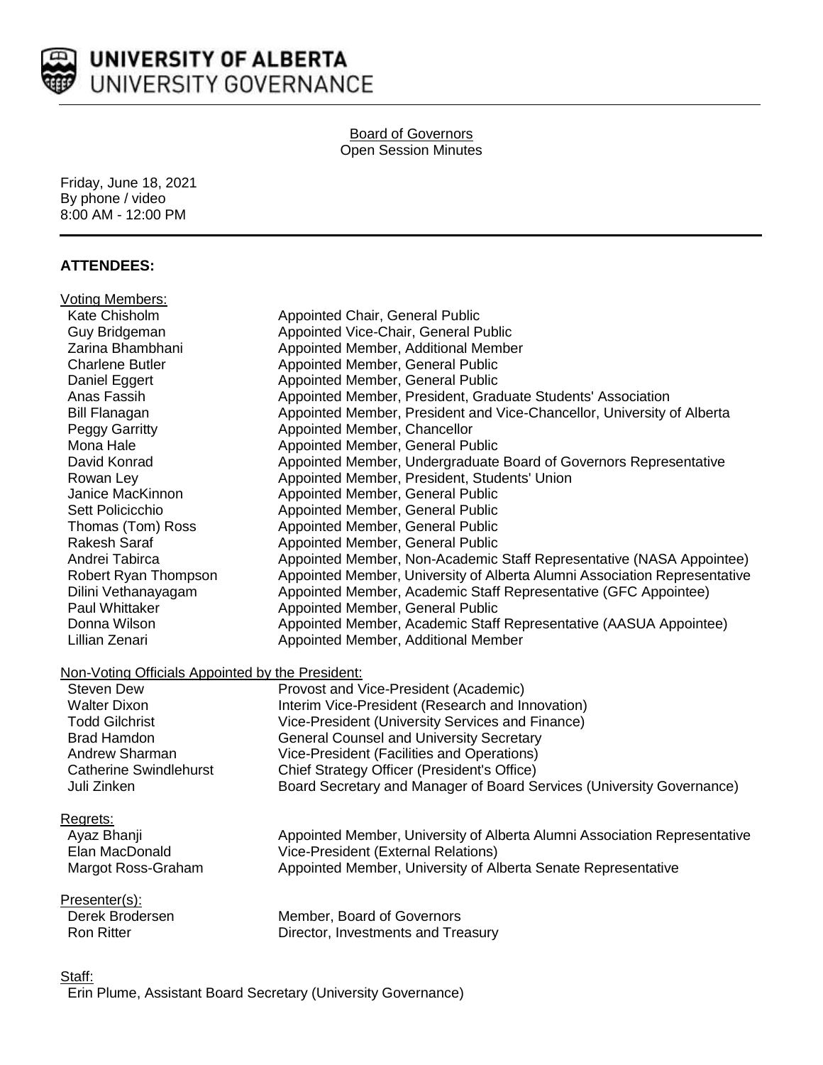**UNIVERSITY OF ALBERTA**
UNIVERSITY GOVERNANCE

Board of Governors
Open Session Minutes

Friday, June 18, 2021
By phone / video
8:00 AM - 12:00 PM

## ATTENDEES:

Voting Members:

| | |
|---|---|
| Kate Chisholm | Appointed Chair, General Public |
| Guy Bridgeman | Appointed Vice-Chair, General Public |
| Zarina Bhambhani | Appointed Member, Additional Member |
| Charlene Butler | Appointed Member, General Public |
| Daniel Eggert | Appointed Member, General Public |
| Anas Fassih | Appointed Member, President, Graduate Students' Association |
| Bill Flanagan | Appointed Member, President and Vice-Chancellor, University of Alberta |
| Peggy Garritty | Appointed Member, Chancellor |
| Mona Hale | Appointed Member, General Public |
| David Konrad | Appointed Member, Undergraduate Board of Governors Representative |
| Rowan Ley | Appointed Member, President, Students' Union |
| Janice MacKinnon | Appointed Member, General Public |
| Sett Policicchio | Appointed Member, General Public |
| Thomas (Tom) Ross | Appointed Member, General Public |
| Rakesh Saraf | Appointed Member, General Public |
| Andrei Tabirca | Appointed Member, Non-Academic Staff Representative (NASA Appointee) |
| Robert Ryan Thompson | Appointed Member, University of Alberta Alumni Association Representative |
| Dilini Vethanayagam | Appointed Member, Academic Staff Representative (GFC Appointee) |
| Paul Whittaker | Appointed Member, General Public |
| Donna Wilson | Appointed Member, Academic Staff Representative (AASUA Appointee) |
| Lillian Zenari | Appointed Member, Additional Member |

Non-Voting Officials Appointed by the President:

| | |
|---|---|
| Steven Dew | Provost and Vice-President (Academic) |
| Walter Dixon | Interim Vice-President (Research and Innovation) |
| Todd Gilchrist | Vice-President (University Services and Finance) |
| Brad Hamdon | General Counsel and University Secretary |
| Andrew Sharman | Vice-President (Facilities and Operations) |
| Catherine Swindlehurst | Chief Strategy Officer (President's Office) |
| Juli Zinken | Board Secretary and Manager of Board Services (University Governance) |

Regrets:

| | |
|---|---|
| Ayaz Bhanji | Appointed Member, University of Alberta Alumni Association Representative |
| Elan MacDonald | Vice-President (External Relations) |
| Margot Ross-Graham | Appointed Member, University of Alberta Senate Representative |

Presenter(s):

| | |
|---|---|
| Derek Brodersen | Member, Board of Governors |
| Ron Ritter | Director, Investments and Treasury |

Staff:
Erin Plume, Assistant Board Secretary (University Governance)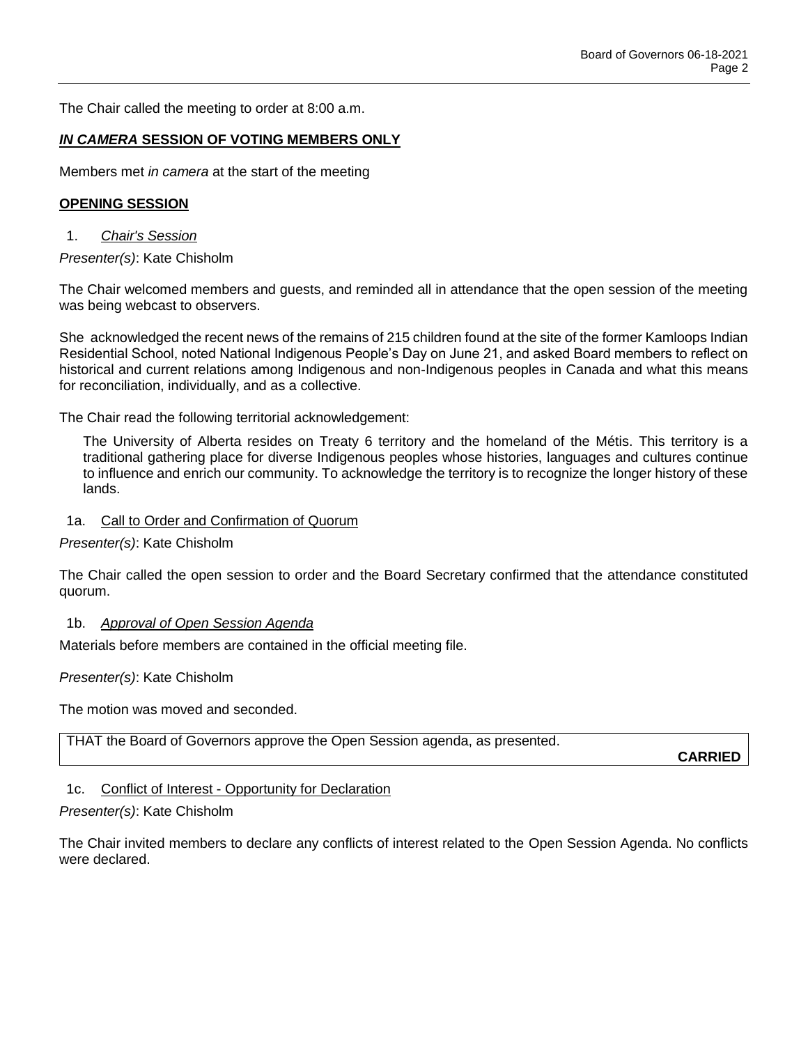The Chair called the meeting to order at 8:00 a.m.

## ***IN CAMERA* SESSION OF VOTING MEMBERS ONLY**

Members met *in camera* at the start of the meeting

## **OPENING SESSION**

1. *Chair's Session*

*Presenter(s)*: Kate Chisholm

The Chair welcomed members and guests, and reminded all in attendance that the open session of the meeting was being webcast to observers.

She acknowledged the recent news of the remains of 215 children found at the site of the former Kamloops Indian Residential School, noted National Indigenous People's Day on June 21, and asked Board members to reflect on historical and current relations among Indigenous and non-Indigenous peoples in Canada and what this means for reconciliation, individually, and as a collective.

The Chair read the following territorial acknowledgement:

> The University of Alberta resides on Treaty 6 territory and the homeland of the Métis. This territory is a traditional gathering place for diverse Indigenous peoples whose histories, languages and cultures continue to influence and enrich our community. To acknowledge the territory is to recognize the longer history of these lands.

1a. Call to Order and Confirmation of Quorum

*Presenter(s)*: Kate Chisholm

The Chair called the open session to order and the Board Secretary confirmed that the attendance constituted quorum.

1b. *Approval of Open Session Agenda*

Materials before members are contained in the official meeting file.

*Presenter(s)*: Kate Chisholm

The motion was moved and seconded.

| THAT the Board of Governors approve the Open Session agenda, as presented. **CARRIED** |
|---|

1c. Conflict of Interest - Opportunity for Declaration

*Presenter(s)*: Kate Chisholm

The Chair invited members to declare any conflicts of interest related to the Open Session Agenda. No conflicts were declared.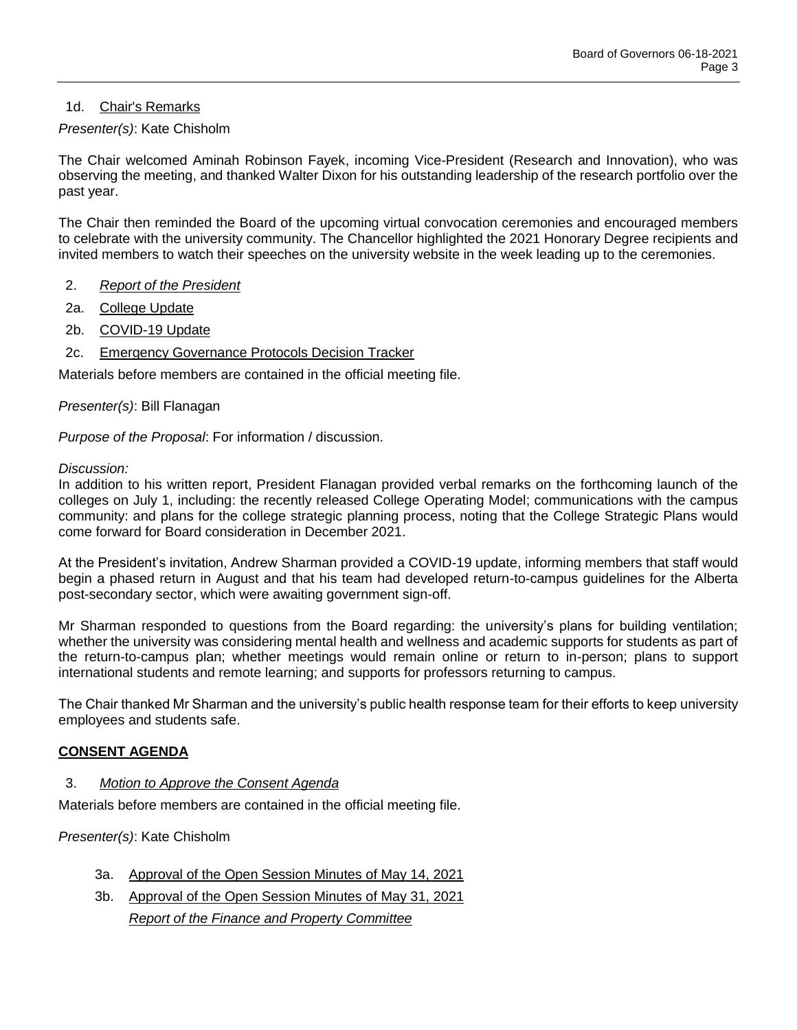1d. Chair's Remarks

*Presenter(s)*: Kate Chisholm

The Chair welcomed Aminah Robinson Fayek, incoming Vice-President (Research and Innovation), who was observing the meeting, and thanked Walter Dixon for his outstanding leadership of the research portfolio over the past year.

The Chair then reminded the Board of the upcoming virtual convocation ceremonies and encouraged members to celebrate with the university community. The Chancellor highlighted the 2021 Honorary Degree recipients and invited members to watch their speeches on the university website in the week leading up to the ceremonies.

2. *Report of the President*

2a. College Update

2b. COVID-19 Update

2c. Emergency Governance Protocols Decision Tracker

Materials before members are contained in the official meeting file.

*Presenter(s)*: Bill Flanagan

*Purpose of the Proposal*: For information / discussion.

*Discussion:*

In addition to his written report, President Flanagan provided verbal remarks on the forthcoming launch of the colleges on July 1, including: the recently released College Operating Model; communications with the campus community: and plans for the college strategic planning process, noting that the College Strategic Plans would come forward for Board consideration in December 2021.

At the President's invitation, Andrew Sharman provided a COVID-19 update, informing members that staff would begin a phased return in August and that his team had developed return-to-campus guidelines for the Alberta post-secondary sector, which were awaiting government sign-off.

Mr Sharman responded to questions from the Board regarding: the university's plans for building ventilation; whether the university was considering mental health and wellness and academic supports for students as part of the return-to-campus plan; whether meetings would remain online or return to in-person; plans to support international students and remote learning; and supports for professors returning to campus.

The Chair thanked Mr Sharman and the university's public health response team for their efforts to keep university employees and students safe.

**CONSENT AGENDA**

3. *Motion to Approve the Consent Agenda*

Materials before members are contained in the official meeting file.

*Presenter(s)*: Kate Chisholm

3a. Approval of the Open Session Minutes of May 14, 2021

3b. Approval of the Open Session Minutes of May 31, 2021

*Report of the Finance and Property Committee*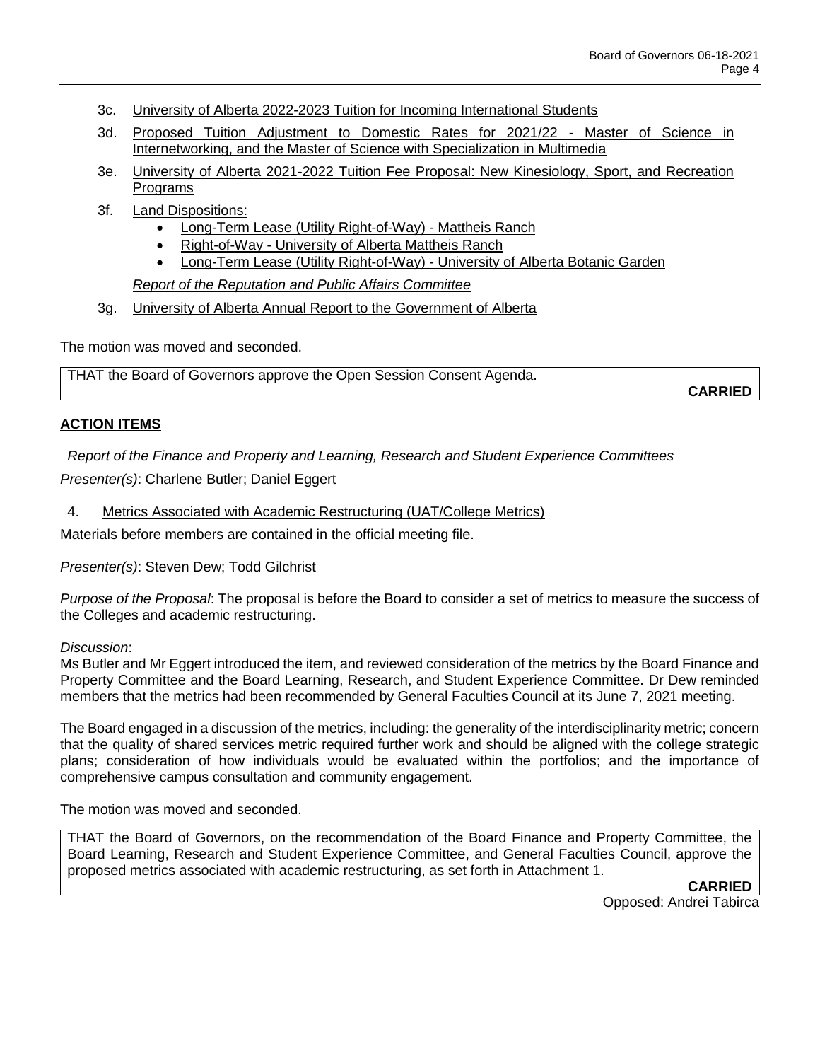3c. University of Alberta 2022-2023 Tuition for Incoming International Students

3d. Proposed Tuition Adjustment to Domestic Rates for 2021/22 - Master of Science in Internetworking, and the Master of Science with Specialization in Multimedia

3e. University of Alberta 2021-2022 Tuition Fee Proposal: New Kinesiology, Sport, and Recreation Programs

3f. Land Dispositions:

- Long-Term Lease (Utility Right-of-Way) - Mattheis Ranch
- Right-of-Way - University of Alberta Mattheis Ranch
- Long-Term Lease (Utility Right-of-Way) - University of Alberta Botanic Garden

*Report of the Reputation and Public Affairs Committee*

3g. University of Alberta Annual Report to the Government of Alberta

The motion was moved and seconded.

THAT the Board of Governors approve the Open Session Consent Agenda.

**CARRIED**

## ACTION ITEMS

*Report of the Finance and Property and Learning, Research and Student Experience Committees*

*Presenter(s)*: Charlene Butler; Daniel Eggert

4. Metrics Associated with Academic Restructuring (UAT/College Metrics)

Materials before members are contained in the official meeting file.

*Presenter(s)*: Steven Dew; Todd Gilchrist

*Purpose of the Proposal*: The proposal is before the Board to consider a set of metrics to measure the success of the Colleges and academic restructuring.

*Discussion*:
Ms Butler and Mr Eggert introduced the item, and reviewed consideration of the metrics by the Board Finance and Property Committee and the Board Learning, Research, and Student Experience Committee. Dr Dew reminded members that the metrics had been recommended by General Faculties Council at its June 7, 2021 meeting.

The Board engaged in a discussion of the metrics, including: the generality of the interdisciplinarity metric; concern that the quality of shared services metric required further work and should be aligned with the college strategic plans; consideration of how individuals would be evaluated within the portfolios; and the importance of comprehensive campus consultation and community engagement.

The motion was moved and seconded.

THAT the Board of Governors, on the recommendation of the Board Finance and Property Committee, the Board Learning, Research and Student Experience Committee, and General Faculties Council, approve the proposed metrics associated with academic restructuring, as set forth in Attachment 1.

**CARRIED**

Opposed: Andrei Tabirca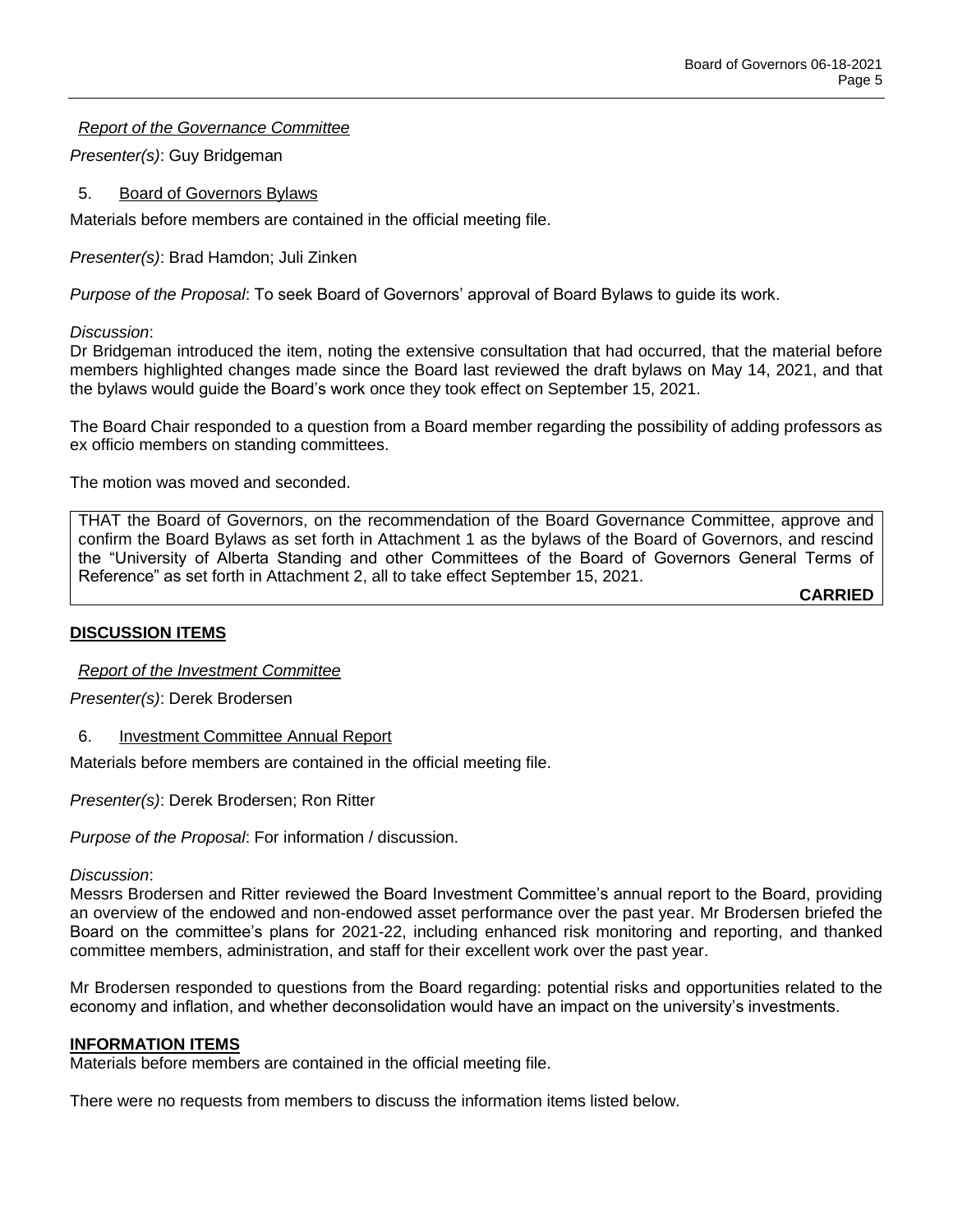*Report of the Governance Committee*

*Presenter(s)*: Guy Bridgeman

5. Board of Governors Bylaws

Materials before members are contained in the official meeting file.

*Presenter(s)*: Brad Hamdon; Juli Zinken

*Purpose of the Proposal*: To seek Board of Governors' approval of Board Bylaws to guide its work.

*Discussion*:

Dr Bridgeman introduced the item, noting the extensive consultation that had occurred, that the material before members highlighted changes made since the Board last reviewed the draft bylaws on May 14, 2021, and that the bylaws would guide the Board's work once they took effect on September 15, 2021.

The Board Chair responded to a question from a Board member regarding the possibility of adding professors as ex officio members on standing committees.

The motion was moved and seconded.

THAT the Board of Governors, on the recommendation of the Board Governance Committee, approve and confirm the Board Bylaws as set forth in Attachment 1 as the bylaws of the Board of Governors, and rescind the "University of Alberta Standing and other Committees of the Board of Governors General Terms of Reference" as set forth in Attachment 2, all to take effect September 15, 2021.

**CARRIED**

## DISCUSSION ITEMS

*Report of the Investment Committee*

*Presenter(s)*: Derek Brodersen

6. Investment Committee Annual Report

Materials before members are contained in the official meeting file.

*Presenter(s)*: Derek Brodersen; Ron Ritter

*Purpose of the Proposal*: For information / discussion.

*Discussion*:

Messrs Brodersen and Ritter reviewed the Board Investment Committee's annual report to the Board, providing an overview of the endowed and non-endowed asset performance over the past year. Mr Brodersen briefed the Board on the committee's plans for 2021-22, including enhanced risk monitoring and reporting, and thanked committee members, administration, and staff for their excellent work over the past year.

Mr Brodersen responded to questions from the Board regarding: potential risks and opportunities related to the economy and inflation, and whether deconsolidation would have an impact on the university's investments.

## INFORMATION ITEMS

Materials before members are contained in the official meeting file.

There were no requests from members to discuss the information items listed below.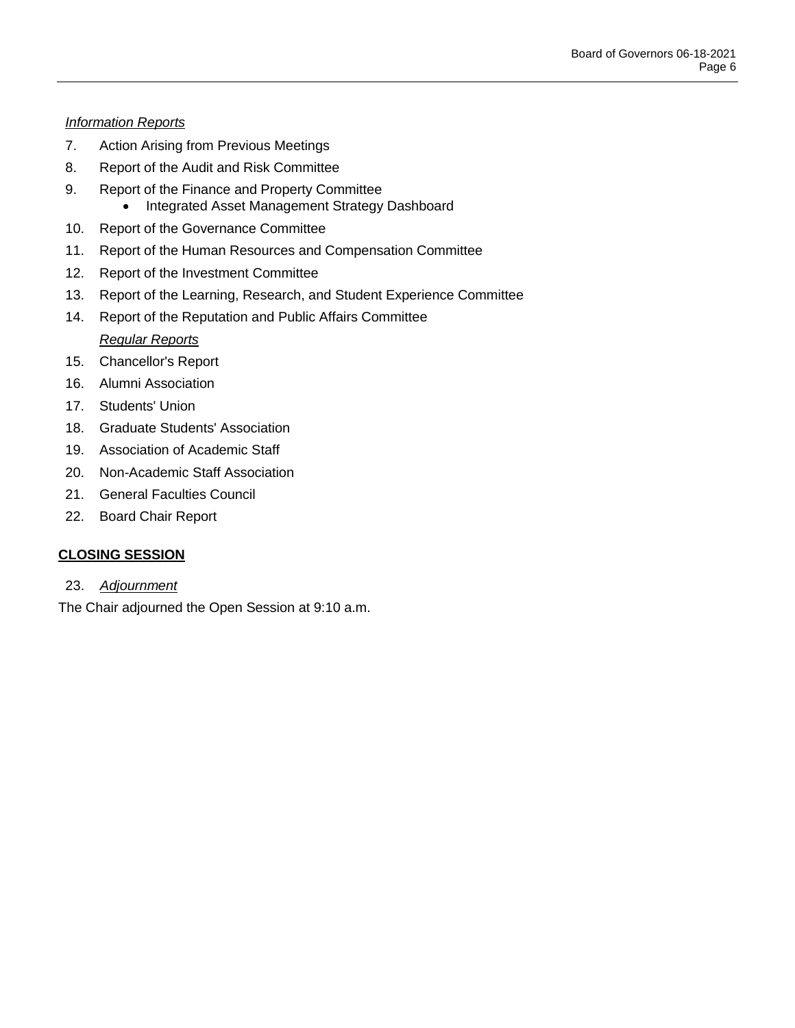*Information Reports*

7. Action Arising from Previous Meetings
8. Report of the Audit and Risk Committee
9. Report of the Finance and Property Committee
   - Integrated Asset Management Strategy Dashboard
10. Report of the Governance Committee
11. Report of the Human Resources and Compensation Committee
12. Report of the Investment Committee
13. Report of the Learning, Research, and Student Experience Committee
14. Report of the Reputation and Public Affairs Committee

*Regular Reports*

15. Chancellor's Report
16. Alumni Association
17. Students' Union
18. Graduate Students' Association
19. Association of Academic Staff
20. Non-Academic Staff Association
21. General Faculties Council
22. Board Chair Report

**CLOSING SESSION**

23. *Adjournment*

The Chair adjourned the Open Session at 9:10 a.m.